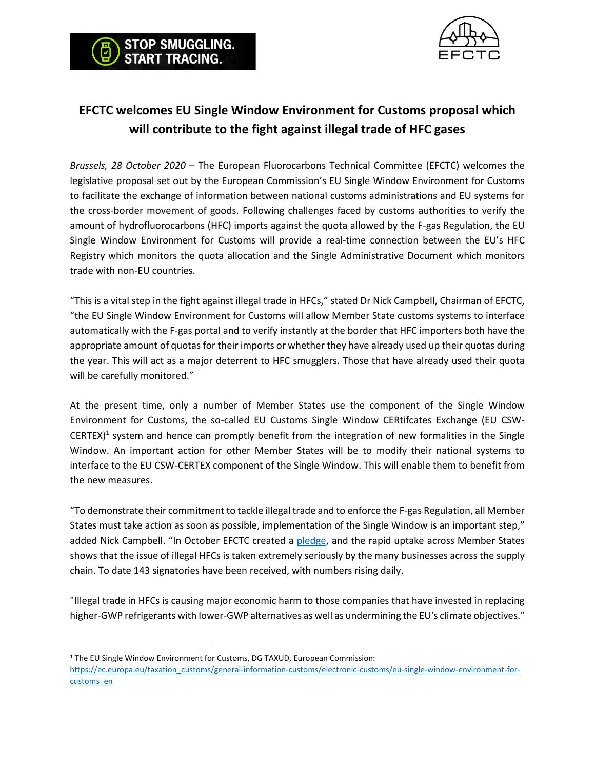STOP SMUGGLING. START TRACING.

EFCTC

# EFCTC welcomes EU Single Window Environment for Customs proposal which will contribute to the fight against illegal trade of HFC gases

*Brussels, 28 October 2020* – The European Fluorocarbons Technical Committee (EFCTC) welcomes the legislative proposal set out by the European Commission's EU Single Window Environment for Customs to facilitate the exchange of information between national customs administrations and EU systems for the cross-border movement of goods. Following challenges faced by customs authorities to verify the amount of hydrofluorocarbons (HFC) imports against the quota allowed by the F-gas Regulation, the EU Single Window Environment for Customs will provide a real-time connection between the EU's HFC Registry which monitors the quota allocation and the Single Administrative Document which monitors trade with non-EU countries.

"This is a vital step in the fight against illegal trade in HFCs," stated Dr Nick Campbell, Chairman of EFCTC, "the EU Single Window Environment for Customs will allow Member State customs systems to interface automatically with the F-gas portal and to verify instantly at the border that HFC importers both have the appropriate amount of quotas for their imports or whether they have already used up their quotas during the year. This will act as a major deterrent to HFC smugglers. Those that have already used their quota will be carefully monitored."

At the present time, only a number of Member States use the component of the Single Window Environment for Customs, the so-called EU Customs Single Window CERtifcates Exchange (EU CSW-CERTEX)[1] system and hence can promptly benefit from the integration of new formalities in the Single Window. An important action for other Member States will be to modify their national systems to interface to the EU CSW-CERTEX component of the Single Window. This will enable them to benefit from the new measures.

"To demonstrate their commitment to tackle illegal trade and to enforce the F-gas Regulation, all Member States must take action as soon as possible, implementation of the Single Window is an important step," added Nick Campbell. "In October EFCTC created a [pledge](), and the rapid uptake across Member States shows that the issue of illegal HFCs is taken extremely seriously by the many businesses across the supply chain. To date 143 signatories have been received, with numbers rising daily.

"Illegal trade in HFCs is causing major economic harm to those companies that have invested in replacing higher-GWP refrigerants with lower-GWP alternatives as well as undermining the EU's climate objectives."

---

[1] The EU Single Window Environment for Customs, DG TAXUD, European Commission: https://ec.europa.eu/taxation_customs/general-information-customs/electronic-customs/eu-single-window-environment-for-customs_en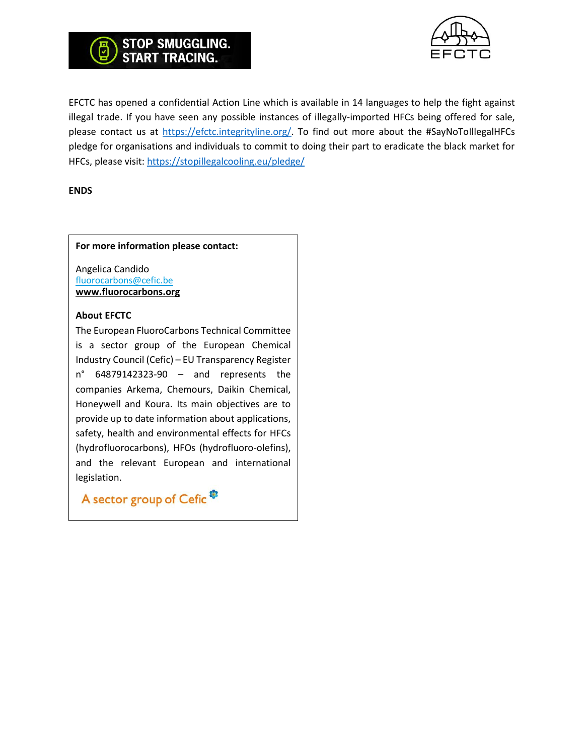STOP SMUGGLING. START TRACING.

EFCTC

EFCTC has opened a confidential Action Line which is available in 14 languages to help the fight against illegal trade. If you have seen any possible instances of illegally-imported HFCs being offered for sale, please contact us at [https://efctc.integrityline.org/](https://efctc.integrityline.org/). To find out more about the #SayNoToIllegalHFCs pledge for organisations and individuals to commit to doing their part to eradicate the black market for HFCs, please visit: [https://stopillegalcooling.eu/pledge/](https://stopillegalcooling.eu/pledge/)

**ENDS**

**For more information please contact:**

Angelica Candido
[fluorocarbons@cefic.be](mailto:fluorocarbons@cefic.be)
**www.fluorocarbons.org**

**About EFCTC**

The European FluoroCarbons Technical Committee is a sector group of the European Chemical Industry Council (Cefic) – EU Transparency Register n° 64879142323-90 – and represents the companies Arkema, Chemours, Daikin Chemical, Honeywell and Koura. Its main objectives are to provide up to date information about applications, safety, health and environmental effects for HFCs (hydrofluorocarbons), HFOs (hydrofluoro-olefins), and the relevant European and international legislation.

A sector group of Cefic